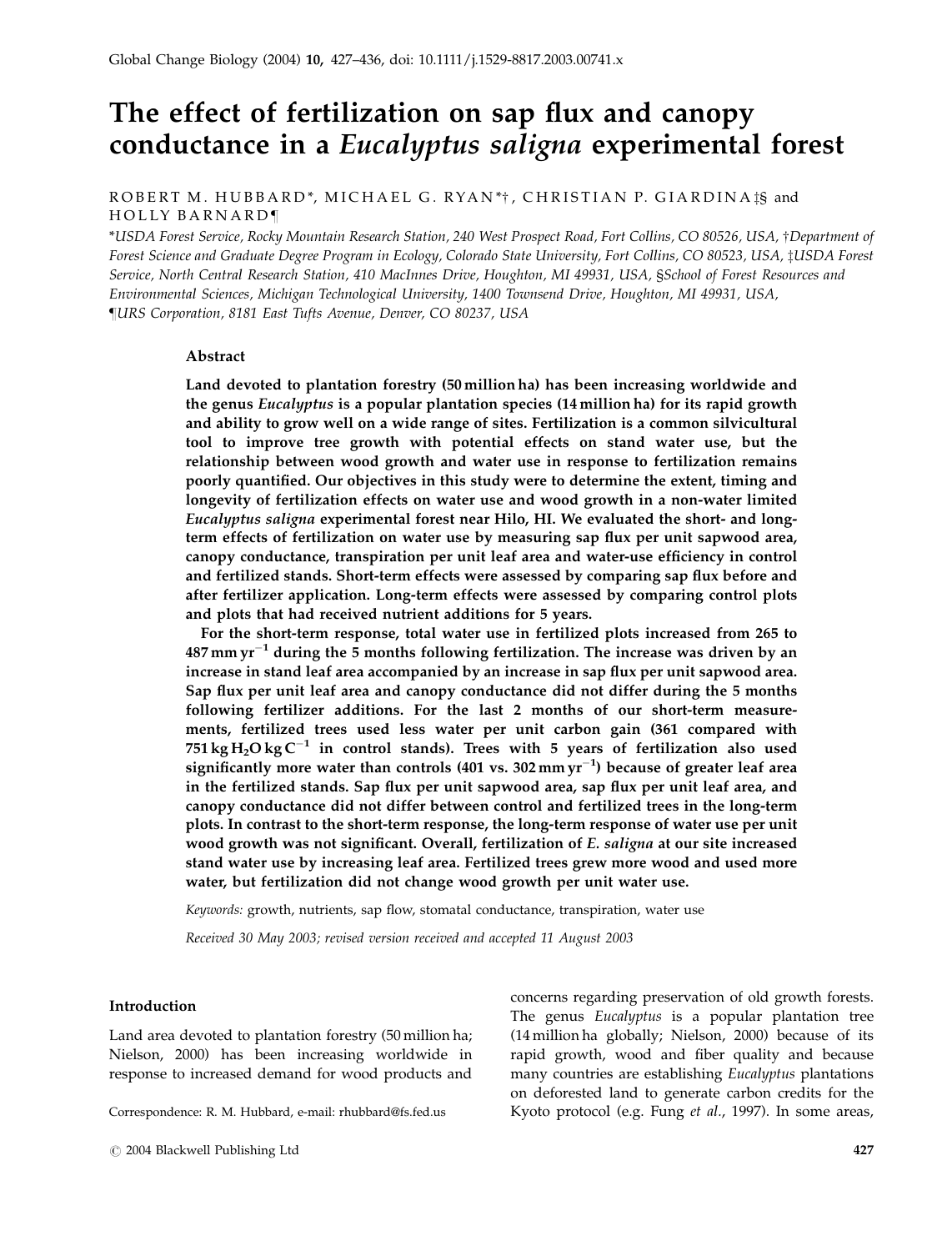# The effect of fertilization on sap flux and canopy conductance in a *Eucalyptus saligna* experimental forest

ROBERT M. HUBBARD*, MICHAEL G. RYAN*†, CHRISTIAN P. GIARDINA‡§ and HOLLY BARNARD¶

*USDA Forest Service, Rocky Mountain Research Station, 240 West Prospect Road, Fort Collins, CO 80526, USA, †Department of Forest Science and Graduate Degree Program in Ecology, Colorado State University, Fort Collins, CO 80523, USA, ‡USDA Forest Service, North Central Research Station, 410 MacInnes Drive, Houghton, MI 49931, USA, §School of Forest Resources and Environmental Sciences, Michigan Technological University, 1400 Townsend Drive, Houghton, MI 49931, USA, ¶URS Corporation, 8181 East Tufts Avenue, Denver, CO 80237, USA*

## Abstract

**Land devoted to plantation forestry (50 million ha) has been increasing worldwide and the genus *Eucalyptus* is a popular plantation species (14 million ha) for its rapid growth and ability to grow well on a wide range of sites. Fertilization is a common silvicultural tool to improve tree growth with potential effects on stand water use, but the relationship between wood growth and water use in response to fertilization remains poorly quantified. Our objectives in this study were to determine the extent, timing and longevity of fertilization effects on water use and wood growth in a non-water limited *Eucalyptus saligna* experimental forest near Hilo, HI. We evaluated the short- and long-term effects of fertilization on water use by measuring sap flux per unit sapwood area, canopy conductance, transpiration per unit leaf area and water-use efficiency in control and fertilized stands. Short-term effects were assessed by comparing sap flux before and after fertilizer application. Long-term effects were assessed by comparing control plots and plots that had received nutrient additions for 5 years.**

**For the short-term response, total water use in fertilized plots increased from 265 to 487 mm yr$^{-1}$ during the 5 months following fertilization. The increase was driven by an increase in stand leaf area accompanied by an increase in sap flux per unit sapwood area. Sap flux per unit leaf area and canopy conductance did not differ during the 5 months following fertilizer additions. For the last 2 months of our short-term measurements, fertilized trees used less water per unit carbon gain (361 compared with 751 kg $H_2O$ kg C$^{-1}$ in control stands). Trees with 5 years of fertilization also used significantly more water than controls (401 vs. 302 mm yr$^{-1}$) because of greater leaf area in the fertilized stands. Sap flux per unit sapwood area, sap flux per unit leaf area, and canopy conductance did not differ between control and fertilized trees in the long-term plots. In contrast to the short-term response, the long-term response of water use per unit wood growth was not significant. Overall, fertilization of *E. saligna* at our site increased stand water use by increasing leaf area. Fertilized trees grew more wood and used more water, but fertilization did not change wood growth per unit water use.**

*Keywords:* growth, nutrients, sap flow, stomatal conductance, transpiration, water use

*Received 30 May 2003; revised version received and accepted 11 August 2003*

## Introduction

Land area devoted to plantation forestry (50 million ha; Nielson, 2000) has been increasing worldwide in response to increased demand for wood products and concerns regarding preservation of old growth forests. The genus *Eucalyptus* is a popular plantation tree (14 million ha globally; Nielson, 2000) because of its rapid growth, wood and fiber quality and because many countries are establishing *Eucalyptus* plantations on deforested land to generate carbon credits for the Kyoto protocol (e.g. Fung *et al.*, 1997). In some areas,

Correspondence: R. M. Hubbard, e-mail: rhubbard@fs.fed.us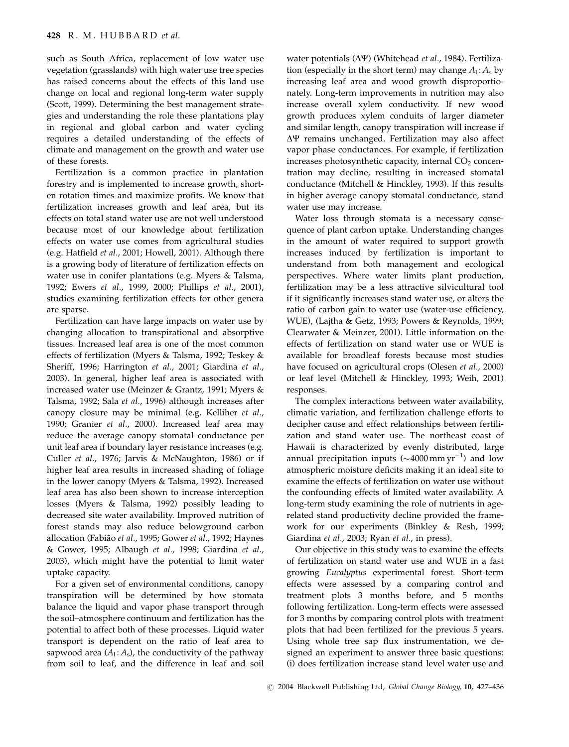such as South Africa, replacement of low water use vegetation (grasslands) with high water use tree species has raised concerns about the effects of this land use change on local and regional long-term water supply (Scott, 1999). Determining the best management strategies and understanding the role these plantations play in regional and global carbon and water cycling requires a detailed understanding of the effects of climate and management on the growth and water use of these forests.

Fertilization is a common practice in plantation forestry and is implemented to increase growth, shorten rotation times and maximize profits. We know that fertilization increases growth and leaf area, but its effects on total stand water use are not well understood because most of our knowledge about fertilization effects on water use comes from agricultural studies (e.g. Hatfield *et al.*, 2001; Howell, 2001). Although there is a growing body of literature of fertilization effects on water use in conifer plantations (e.g. Myers & Talsma, 1992; Ewers *et al.*, 1999, 2000; Phillips *et al.*, 2001), studies examining fertilization effects for other genera are sparse.

Fertilization can have large impacts on water use by changing allocation to transpirational and absorptive tissues. Increased leaf area is one of the most common effects of fertilization (Myers & Talsma, 1992; Teskey & Sheriff, 1996; Harrington *et al.*, 2001; Giardina *et al.*, 2003). In general, higher leaf area is associated with increased water use (Meinzer & Grantz, 1991; Myers & Talsma, 1992; Sala *et al.*, 1996) although increases after canopy closure may be minimal (e.g. Kelliher *et al.*, 1990; Granier *et al.*, 2000). Increased leaf area may reduce the average canopy stomatal conductance per unit leaf area if boundary layer resistance increases (e.g. Culler *et al.*, 1976; Jarvis & McNaughton, 1986) or if higher leaf area results in increased shading of foliage in the lower canopy (Myers & Talsma, 1992). Increased leaf area has also been shown to increase interception losses (Myers & Talsma, 1992) possibly leading to decreased site water availability. Improved nutrition of forest stands may also reduce belowground carbon allocation (Fabião *et al.*, 1995; Gower *et al.*, 1992; Haynes & Gower, 1995; Albaugh *et al.*, 1998; Giardina *et al.*, 2003), which might have the potential to limit water uptake capacity.

For a given set of environmental conditions, canopy transpiration will be determined by how stomata balance the liquid and vapor phase transport through the soil–atmosphere continuum and fertilization has the potential to affect both of these processes. Liquid water transport is dependent on the ratio of leaf area to sapwood area ($A_l : A_s$), the conductivity of the pathway from soil to leaf, and the difference in leaf and soil water potentials ($\Delta\Psi$) (Whitehead *et al.*, 1984). Fertilization (especially in the short term) may change $A_l : A_s$ by increasing leaf area and wood growth disproportionately. Long-term improvements in nutrition may also increase overall xylem conductivity. If new wood growth produces xylem conduits of larger diameter and similar length, canopy transpiration will increase if $\Delta\Psi$ remains unchanged. Fertilization may also affect vapor phase conductances. For example, if fertilization increases photosynthetic capacity, internal $CO_2$ concentration may decline, resulting in increased stomatal conductance (Mitchell & Hinckley, 1993). If this results in higher average canopy stomatal conductance, stand water use may increase.

Water loss through stomata is a necessary consequence of plant carbon uptake. Understanding changes in the amount of water required to support growth increases induced by fertilization is important to understand from both management and ecological perspectives. Where water limits plant production, fertilization may be a less attractive silvicultural tool if it significantly increases stand water use, or alters the ratio of carbon gain to water use (water-use efficiency, WUE), (Lajtha & Getz, 1993; Powers & Reynolds, 1999; Clearwater & Meinzer, 2001). Little information on the effects of fertilization on stand water use or WUE is available for broadleaf forests because most studies have focused on agricultural crops (Olesen *et al.*, 2000) or leaf level (Mitchell & Hinckley, 1993; Weih, 2001) responses.

The complex interactions between water availability, climatic variation, and fertilization challenge efforts to decipher cause and effect relationships between fertilization and stand water use. The northeast coast of Hawaii is characterized by evenly distributed, large annual precipitation inputs ($\sim$4000 mm yr$^{-1}$) and low atmospheric moisture deficits making it an ideal site to examine the effects of fertilization on water use without the confounding effects of limited water availability. A long-term study examining the role of nutrients in age-related stand productivity decline provided the framework for our experiments (Binkley & Resh, 1999; Giardina *et al.*, 2003; Ryan *et al.*, in press).

Our objective in this study was to examine the effects of fertilization on stand water use and WUE in a fast growing *Eucalyptus* experimental forest. Short-term effects were assessed by a comparing control and treatment plots 3 months before, and 5 months following fertilization. Long-term effects were assessed for 3 months by comparing control plots with treatment plots that had been fertilized for the previous 5 years. Using whole tree sap flux instrumentation, we designed an experiment to answer three basic questions: (i) does fertilization increase stand level water use and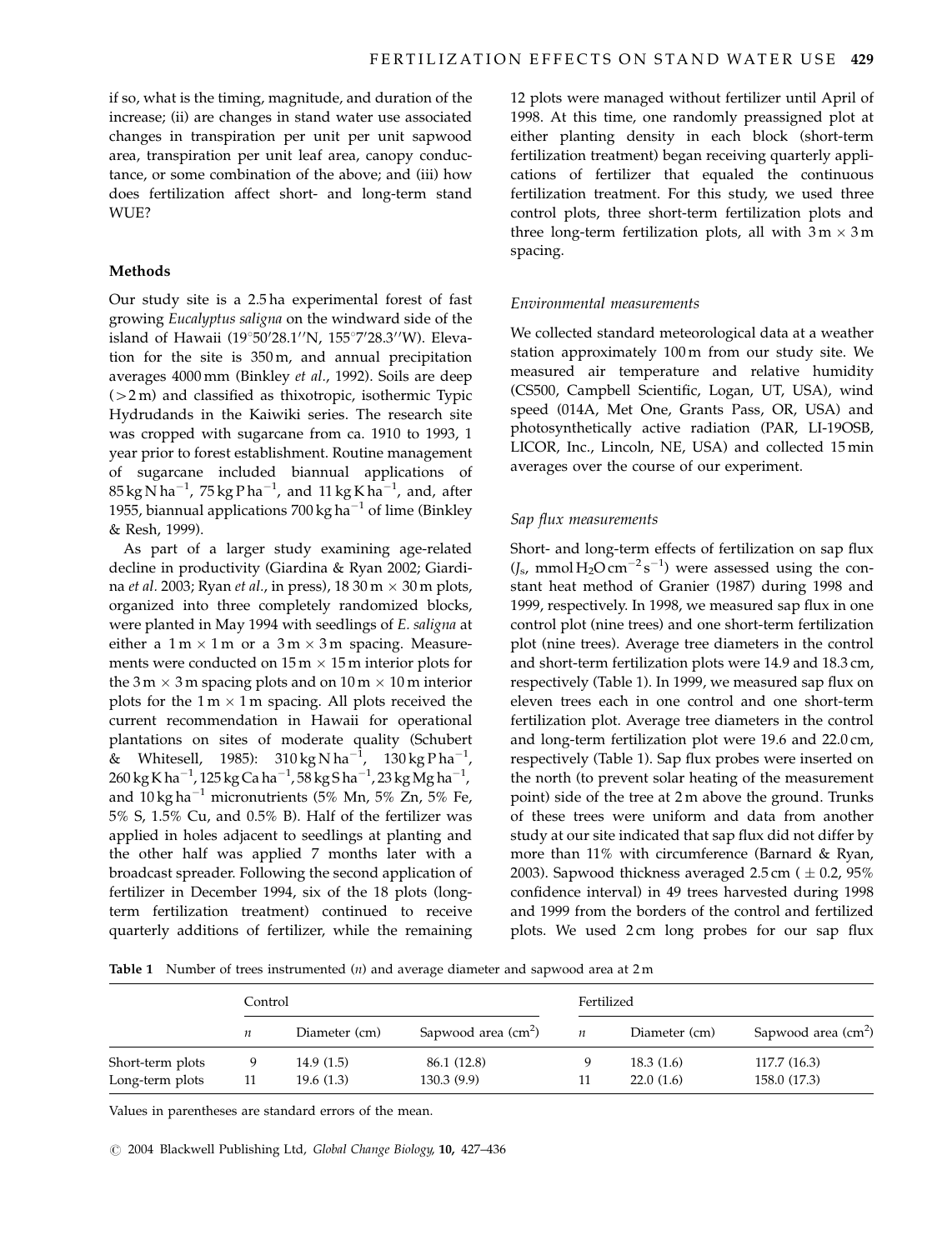if so, what is the timing, magnitude, and duration of the increase; (ii) are changes in stand water use associated changes in transpiration per unit per unit sapwood area, transpiration per unit leaf area, canopy conductance, or some combination of the above; and (iii) how does fertilization affect short- and long-term stand WUE?

## Methods

Our study site is a 2.5 ha experimental forest of fast growing *Eucalyptus saligna* on the windward side of the island of Hawaii (19°50′28.1″N, 155°7′28.3″W). Elevation for the site is 350 m, and annual precipitation averages 4000 mm (Binkley *et al.*, 1992). Soils are deep (>2 m) and classified as thixotropic, isothermic Typic Hydrudands in the Kaiwiki series. The research site was cropped with sugarcane from ca. 1910 to 1993, 1 year prior to forest establishment. Routine management of sugarcane included biannual applications of 85 kg N ha$^{-1}$, 75 kg P ha$^{-1}$, and 11 kg K ha$^{-1}$, and, after 1955, biannual applications 700 kg ha$^{-1}$ of lime (Binkley & Resh, 1999).

As part of a larger study examining age-related decline in productivity (Giardina & Ryan 2002; Giardina *et al.* 2003; Ryan *et al.*, in press), 18 30 m × 30 m plots, organized into three completely randomized blocks, were planted in May 1994 with seedlings of *E. saligna* at either a 1 m × 1 m or a 3 m × 3 m spacing. Measurements were conducted on 15 m × 15 m interior plots for the 3 m × 3 m spacing plots and on 10 m × 10 m interior plots for the 1 m × 1 m spacing. All plots received the current recommendation in Hawaii for operational plantations on sites of moderate quality (Schubert & Whitesell, 1985): 310 kg N ha$^{-1}$, 130 kg P ha$^{-1}$, 260 kg K ha$^{-1}$, 125 kg Ca ha$^{-1}$, 58 kg S ha$^{-1}$, 23 kg Mg ha$^{-1}$, and 10 kg ha$^{-1}$ micronutrients (5% Mn, 5% Zn, 5% Fe, 5% S, 1.5% Cu, and 0.5% B). Half of the fertilizer was applied in holes adjacent to seedlings at planting and the other half was applied 7 months later with a broadcast spreader. Following the second application of fertilizer in December 1994, six of the 18 plots (long-term fertilization treatment) continued to receive quarterly additions of fertilizer, while the remaining 12 plots were managed without fertilizer until April of 1998. At this time, one randomly preassigned plot at either planting density in each block (short-term fertilization treatment) began receiving quarterly applications of fertilizer that equaled the continuous fertilization treatment. For this study, we used three control plots, three short-term fertilization plots and three long-term fertilization plots, all with 3 m × 3 m spacing.

### Environmental measurements

We collected standard meteorological data at a weather station approximately 100 m from our study site. We measured air temperature and relative humidity (CS500, Campbell Scientific, Logan, UT, USA), wind speed (014A, Met One, Grants Pass, OR, USA) and photosynthetically active radiation (PAR, LI-190SB, LICOR, Inc., Lincoln, NE, USA) and collected 15 min averages over the course of our experiment.

### Sap flux measurements

Short- and long-term effects of fertilization on sap flux ($J_s$, mmol $H_2O$ cm$^{-2}$ s$^{-1}$) were assessed using the constant heat method of Granier (1987) during 1998 and 1999, respectively. In 1998, we measured sap flux in one control plot (nine trees) and one short-term fertilization plot (nine trees). Average tree diameters in the control and short-term fertilization plots were 14.9 and 18.3 cm, respectively (Table 1). In 1999, we measured sap flux on eleven trees each in one control and one short-term fertilization plot. Average tree diameters in the control and long-term fertilization plot were 19.6 and 22.0 cm, respectively (Table 1). Sap flux probes were inserted on the north (to prevent solar heating of the measurement point) side of the tree at 2 m above the ground. Trunks of these trees were uniform and data from another study at our site indicated that sap flux did not differ by more than 11% with circumference (Barnard & Ryan, 2003). Sapwood thickness averaged 2.5 cm ( ± 0.2, 95% confidence interval) in 49 trees harvested during 1998 and 1999 from the borders of the control and fertilized plots. We used 2 cm long probes for our sap flux

**Table 1** Number of trees instrumented ($n$) and average diameter and sapwood area at 2 m

| | Control | | | Fertilized | | |
|---|---|---|---|---|---|---|
| | $n$ | Diameter (cm) | Sapwood area (cm$^2$) | $n$ | Diameter (cm) | Sapwood area (cm$^2$) |
| Short-term plots | 9 | 14.9 (1.5) | 86.1 (12.8) | 9 | 18.3 (1.6) | 117.7 (16.3) |
| Long-term plots | 11 | 19.6 (1.3) | 130.3 (9.9) | 11 | 22.0 (1.6) | 158.0 (17.3) |

Values in parentheses are standard errors of the mean.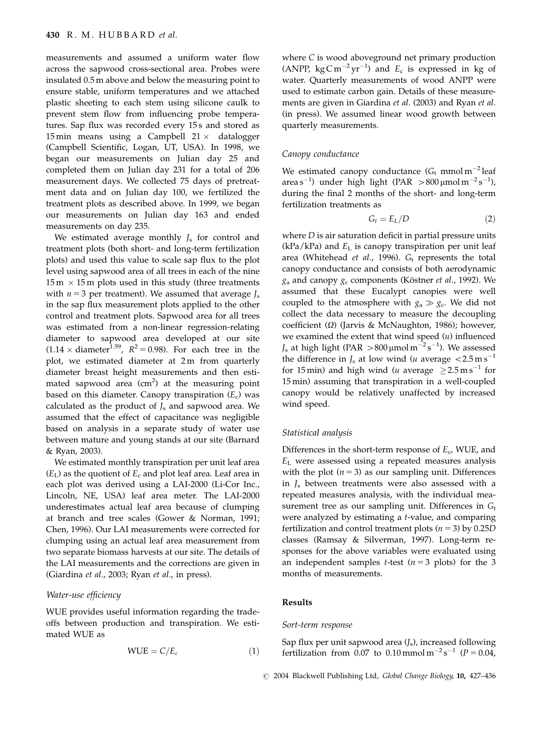measurements and assumed a uniform water flow across the sapwood cross-sectional area. Probes were insulated 0.5 m above and below the measuring point to ensure stable, uniform temperatures and we attached plastic sheeting to each stem using silicone caulk to prevent stem flow from influencing probe temperatures. Sap flux was recorded every 15 s and stored as 15 min means using a Campbell 21 × datalogger (Campbell Scientific, Logan, UT, USA). In 1998, we began our measurements on Julian day 25 and completed them on Julian day 231 for a total of 206 measurement days. We collected 75 days of pretreatment data and on Julian day 100, we fertilized the treatment plots as described above. In 1999, we began our measurements on Julian day 163 and ended measurements on day 235.

We estimated average monthly $J_s$ for control and treatment plots (both short- and long-term fertilization plots) and used this value to scale sap flux to the plot level using sapwood area of all trees in each of the nine 15 m × 15 m plots used in this study (three treatments with $n = 3$ per treatment). We assumed that average $J_s$ in the sap flux measurement plots applied to the other control and treatment plots. Sapwood area for all trees was estimated from a non-linear regression-relating diameter to sapwood area developed at our site ($1.14 \times \text{diameter}^{1.59}$, $R^2 = 0.98$). For each tree in the plot, we estimated diameter at 2 m from quarterly diameter breast height measurements and then estimated sapwood area (cm$^2$) at the measuring point based on this diameter. Canopy transpiration ($E_c$) was calculated as the product of $J_s$ and sapwood area. We assumed that the effect of capacitance was negligible based on analysis in a separate study of water use between mature and young stands at our site (Barnard & Ryan, 2003).

We estimated monthly transpiration per unit leaf area ($E_L$) as the quotient of $E_c$ and plot leaf area. Leaf area in each plot was derived using a LAI-2000 (Li-Cor Inc., Lincoln, NE, USA) leaf area meter. The LAI-2000 underestimates actual leaf area because of clumping at branch and tree scales (Gower & Norman, 1991; Chen, 1996). Our LAI measurements were corrected for clumping using an actual leaf area measurement from two separate biomass harvests at our site. The details of the LAI measurements and the corrections are given in (Giardina *et al*., 2003; Ryan *et al*., in press).

### *Water-use efficiency*

WUE provides useful information regarding the tradeoffs between production and transpiration. We estimated WUE as

$$\text{WUE} = C/E_c \tag{1}$$

where $C$ is wood aboveground net primary production (ANPP, kg C m$^{-2}$ yr$^{-1}$) and $E_c$ is expressed in kg of water. Quarterly measurements of wood ANPP were used to estimate carbon gain. Details of these measurements are given in Giardina *et al*. (2003) and Ryan *et al*. (in press). We assumed linear wood growth between quarterly measurements.

### *Canopy conductance*

We estimated canopy conductance ($G_t$ mmol m$^{-2}$ leaf area s$^{-1}$) under high light (PAR > 800 μmol m$^{-2}$ s$^{-1}$), during the final 2 months of the short- and long-term fertilization treatments as

$$G_t = E_L/D \tag{2}$$

where $D$ is air saturation deficit in partial pressure units (kPa/kPa) and $E_L$ is canopy transpiration per unit leaf area (Whitehead *et al*., 1996). $G_t$ represents the total canopy conductance and consists of both aerodynamic $g_a$ and canopy $g_c$ components (Köstner *et al*., 1992). We assumed that these Eucalypt canopies were well coupled to the atmosphere with $g_a \gg g_c$. We did not collect the data necessary to measure the decoupling coefficient ($\Omega$) (Jarvis & McNaughton, 1986); however, we examined the extent that wind speed ($u$) influenced $J_s$ at high light (PAR > 800 μmol m$^{-2}$ s$^{-1}$). We assessed the difference in $J_s$ at low wind ($u$ average < 2.5 m s$^{-1}$ for 15 min) and high wind ($u$ average ≥ 2.5 m s$^{-1}$ for 15 min) assuming that transpiration in a well-coupled canopy would be relatively unaffected by increased wind speed.

### *Statistical analysis*

Differences in the short-term response of $E_c$, WUE, and $E_L$ were assessed using a repeated measures analysis with the plot ($n = 3$) as our sampling unit. Differences in $J_s$ between treatments were also assessed with a repeated measures analysis, with the individual measurement tree as our sampling unit. Differences in $G_t$ were analyzed by estimating a $t$-value, and comparing fertilization and control treatment plots ($n = 3$) by 0.25$D$ classes (Ramsay & Silverman, 1997). Long-term responses for the above variables were evaluated using an independent samples $t$-test ($n = 3$ plots) for the 3 months of measurements.

## Results

### *Sort-term response*

Sap flux per unit sapwood area ($J_s$), increased following fertilization from 0.07 to 0.10 mmol m$^{-2}$ s$^{-1}$ ($P = 0.04$,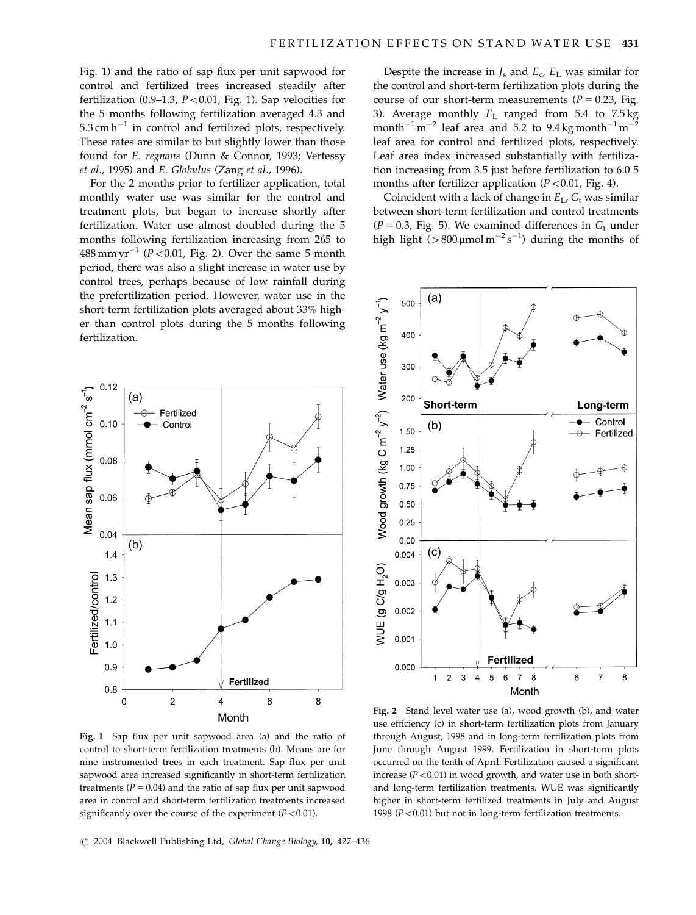Fig. 1) and the ratio of sap flux per unit sapwood for control and fertilized trees increased steadily after fertilization (0.9–1.3, $P<0.01$, Fig. 1). Sap velocities for the 5 months following fertilization averaged 4.3 and 5.3 cm $h^{-1}$ in control and fertilized plots, respectively. These rates are similar to but slightly lower than those found for *E. regnans* (Dunn & Connor, 1993; Vertessy *et al*., 1995) and *E. Globulus* (Zang *et al*., 1996).

For the 2 months prior to fertilizer application, total monthly water use was similar for the control and treatment plots, but began to increase shortly after fertilization. Water use almost doubled during the 5 months following fertilization increasing from 265 to 488 mm $yr^{-1}$ ($P<0.01$, Fig. 2). Over the same 5-month period, there was also a slight increase in water use by control trees, perhaps because of low rainfall during the prefertilization period. However, water use in the short-term fertilization plots averaged about 33% higher than control plots during the 5 months following fertilization.

Fig. 1 Sap flux per unit sapwood area (a) and the ratio of control to short-term fertilization treatments (b). Means are for nine instrumented trees in each treatment. Sap flux per unit sapwood area increased significantly in short-term fertilization treatments ($P=0.04$) and the ratio of sap flux per unit sapwood area in control and short-term fertilization treatments increased significantly over the course of the experiment ($P<0.01$).

Despite the increase in $J_s$ and $E_c$, $E_L$ was similar for the control and short-term fertilization plots during the course of our short-term measurements ($P=0.23$, Fig. 3). Average monthly $E_L$ ranged from 5.4 to 7.5 kg $month^{-1}$ $m^{-2}$ leaf area and 5.2 to 9.4 kg $month^{-1}$ $m^{-2}$ leaf area for control and fertilized plots, respectively. Leaf area index increased substantially with fertilization increasing from 3.5 just before fertilization to 6.0 5 months after fertilizer application ($P<0.01$, Fig. 4).

Coincident with a lack of change in $E_L$, $G_t$ was similar between short-term fertilization and control treatments ($P=0.3$, Fig. 5). We examined differences in $G_t$ under high light ($>800\,\mu mol\,m^{-2}\,s^{-1}$) during the months of

Fig. 2 Stand level water use (a), wood growth (b), and water use efficiency (c) in short-term fertilization plots from January through August, 1998 and in long-term fertilization plots from June through August 1999. Fertilization in short-term plots occurred on the tenth of April. Fertilization caused a significant increase ($P<0.01$) in wood growth, and water use in both short- and long-term fertilization treatments. WUE was significantly higher in short-term fertilized treatments in July and August 1998 ($P<0.01$) but not in long-term fertilization treatments.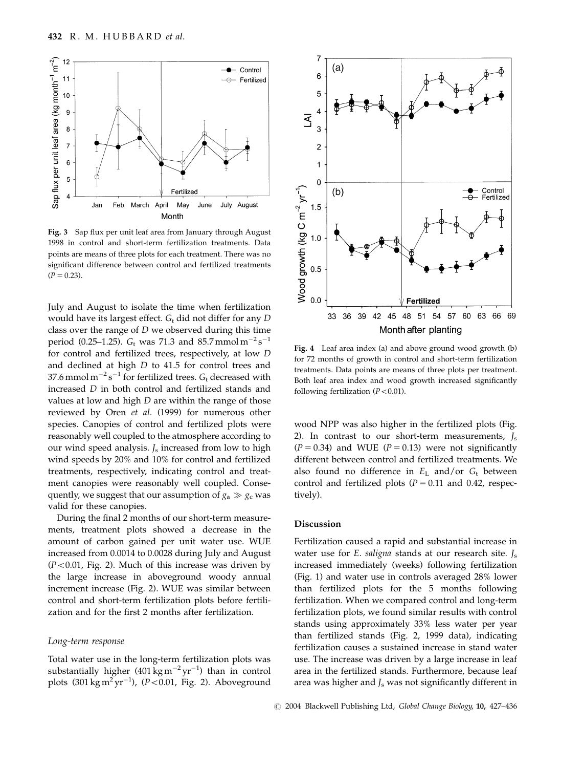Fig. 3 Sap flux per unit leaf area from January through August 1998 in control and short-term fertilization treatments. Data points are means of three plots for each treatment. There was no significant difference between control and fertilized treatments ($P = 0.23$).

July and August to isolate the time when fertilization would have its largest effect. $G_t$ did not differ for any $D$ class over the range of $D$ we observed during this time period (0.25–1.25). $G_t$ was 71.3 and 85.7 $\text{mmol m}^{-2}\,\text{s}^{-1}$ for control and fertilized trees, respectively, at low $D$ and declined at high $D$ to 41.5 for control trees and 37.6 $\text{mmol m}^{-2}\,\text{s}^{-1}$ for fertilized trees. $G_t$ decreased with increased $D$ in both control and fertilized stands and values at low and high $D$ are within the range of those reviewed by Oren *et al.* (1999) for numerous other species. Canopies of control and fertilized plots were reasonably well coupled to the atmosphere according to our wind speed analysis. $J_s$ increased from low to high wind speeds by 20% and 10% for control and fertilized treatments, respectively, indicating control and treatment canopies were reasonably well coupled. Consequently, we suggest that our assumption of $g_a \gg g_c$ was valid for these canopies.

During the final 2 months of our short-term measurements, treatment plots showed a decrease in the amount of carbon gained per unit water use. WUE increased from 0.0014 to 0.0028 during July and August ($P < 0.01$, Fig. 2). Much of this increase was driven by the large increase in aboveground woody annual increment increase (Fig. 2). WUE was similar between control and short-term fertilization plots before fertilization and for the first 2 months after fertilization.

### *Long-term response*

Total water use in the long-term fertilization plots was substantially higher (401 $\text{kg m}^{-2}\,\text{yr}^{-1}$) than in control plots (301 $\text{kg m}^{2}\,\text{yr}^{-1}$), ($P < 0.01$, Fig. 2). Aboveground

Fig. 4 Leaf area index (a) and above ground wood growth (b) for 72 months of growth in control and short-term fertilization treatments. Data points are means of three plots per treatment. Both leaf area index and wood growth increased significantly following fertilization ($P < 0.01$).

wood NPP was also higher in the fertilized plots (Fig. 2). In contrast to our short-term measurements, $J_s$ ($P = 0.34$) and WUE ($P = 0.13$) were not significantly different between control and fertilized treatments. We also found no difference in $E_L$ and/or $G_t$ between control and fertilized plots ($P = 0.11$ and 0.42, respectively).

## Discussion

Fertilization caused a rapid and substantial increase in water use for *E. saligna* stands at our research site. $J_s$ increased immediately (weeks) following fertilization (Fig. 1) and water use in controls averaged 28% lower than fertilized plots for the 5 months following fertilization. When we compared control and long-term fertilization plots, we found similar results with control stands using approximately 33% less water per year than fertilized stands (Fig. 2, 1999 data), indicating fertilization causes a sustained increase in stand water use. The increase was driven by a large increase in leaf area in the fertilized stands. Furthermore, because leaf area was higher and $J_s$ was not significantly different in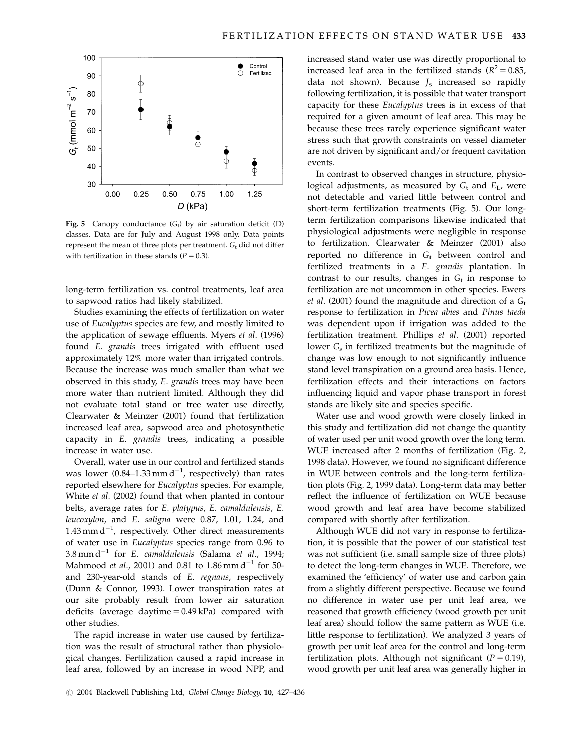Fig. 5 Canopy conductance ($G_t$) by air saturation deficit (D) classes. Data are for July and August 1998 only. Data points represent the mean of three plots per treatment. $G_t$ did not differ with fertilization in these stands ($P = 0.3$).

long-term fertilization vs. control treatments, leaf area to sapwood ratios had likely stabilized.

Studies examining the effects of fertilization on water use of *Eucalyptus* species are few, and mostly limited to the application of sewage effluents. Myers *et al.* (1996) found *E. grandis* trees irrigated with effluent used approximately 12% more water than irrigated controls. Because the increase was much smaller than what we observed in this study, *E. grandis* trees may have been more water than nutrient limited. Although they did not evaluate total stand or tree water use directly, Clearwater & Meinzer (2001) found that fertilization increased leaf area, sapwood area and photosynthetic capacity in *E. grandis* trees, indicating a possible increase in water use.

Overall, water use in our control and fertilized stands was lower (0.84–1.33 mm d$^{-1}$, respectively) than rates reported elsewhere for *Eucalyptus* species. For example, White *et al.* (2002) found that when planted in contour belts, average rates for *E. platypus*, *E. camaldulensis*, *E. leucoxylon*, and *E. saligna* were 0.87, 1.01, 1.24, and 1.43 mm d$^{-1}$, respectively. Other direct measurements of water use in *Eucalyptus* species range from 0.96 to 3.8 mm d$^{-1}$ for *E. camaldulensis* (Salama *et al.*, 1994; Mahmood *et al.*, 2001) and 0.81 to 1.86 mm d$^{-1}$ for 50- and 230-year-old stands of *E. regnans*, respectively (Dunn & Connor, 1993). Lower transpiration rates at our site probably result from lower air saturation deficits (average daytime = 0.49 kPa) compared with other studies.

The rapid increase in water use caused by fertilization was the result of structural rather than physiological changes. Fertilization caused a rapid increase in leaf area, followed by an increase in wood NPP, and increased stand water use was directly proportional to increased leaf area in the fertilized stands ($R^2 = 0.85$, data not shown). Because $J_s$ increased so rapidly following fertilization, it is possible that water transport capacity for these *Eucalyptus* trees is in excess of that required for a given amount of leaf area. This may be because these trees rarely experience significant water stress such that growth constraints on vessel diameter are not driven by significant and/or frequent cavitation events.

In contrast to observed changes in structure, physiological adjustments, as measured by $G_t$ and $E_L$, were not detectable and varied little between control and short-term fertilization treatments (Fig. 5). Our long-term fertilization comparisons likewise indicated that physiological adjustments were negligible in response to fertilization. Clearwater & Meinzer (2001) also reported no difference in $G_t$ between control and fertilized treatments in a *E. grandis* plantation. In contrast to our results, changes in $G_t$ in response to fertilization are not uncommon in other species. Ewers *et al.* (2001) found the magnitude and direction of a $G_t$ response to fertilization in *Picea abies* and *Pinus taeda* was dependent upon if irrigation was added to the fertilization treatment. Phillips *et al.* (2001) reported lower $G_s$ in fertilized treatments but the magnitude of change was low enough to not significantly influence stand level transpiration on a ground area basis. Hence, fertilization effects and their interactions on factors influencing liquid and vapor phase transport in forest stands are likely site and species specific.

Water use and wood growth were closely linked in this study and fertilization did not change the quantity of water used per unit wood growth over the long term. WUE increased after 2 months of fertilization (Fig. 2, 1998 data). However, we found no significant difference in WUE between controls and the long-term fertilization plots (Fig. 2, 1999 data). Long-term data may better reflect the influence of fertilization on WUE because wood growth and leaf area have become stabilized compared with shortly after fertilization.

Although WUE did not vary in response to fertilization, it is possible that the power of our statistical test was not sufficient (i.e. small sample size of three plots) to detect the long-term changes in WUE. Therefore, we examined the 'efficiency' of water use and carbon gain from a slightly different perspective. Because we found no difference in water use per unit leaf area, we reasoned that growth efficiency (wood growth per unit leaf area) should follow the same pattern as WUE (i.e. little response to fertilization). We analyzed 3 years of growth per unit leaf area for the control and long-term fertilization plots. Although not significant ($P = 0.19$), wood growth per unit leaf area was generally higher in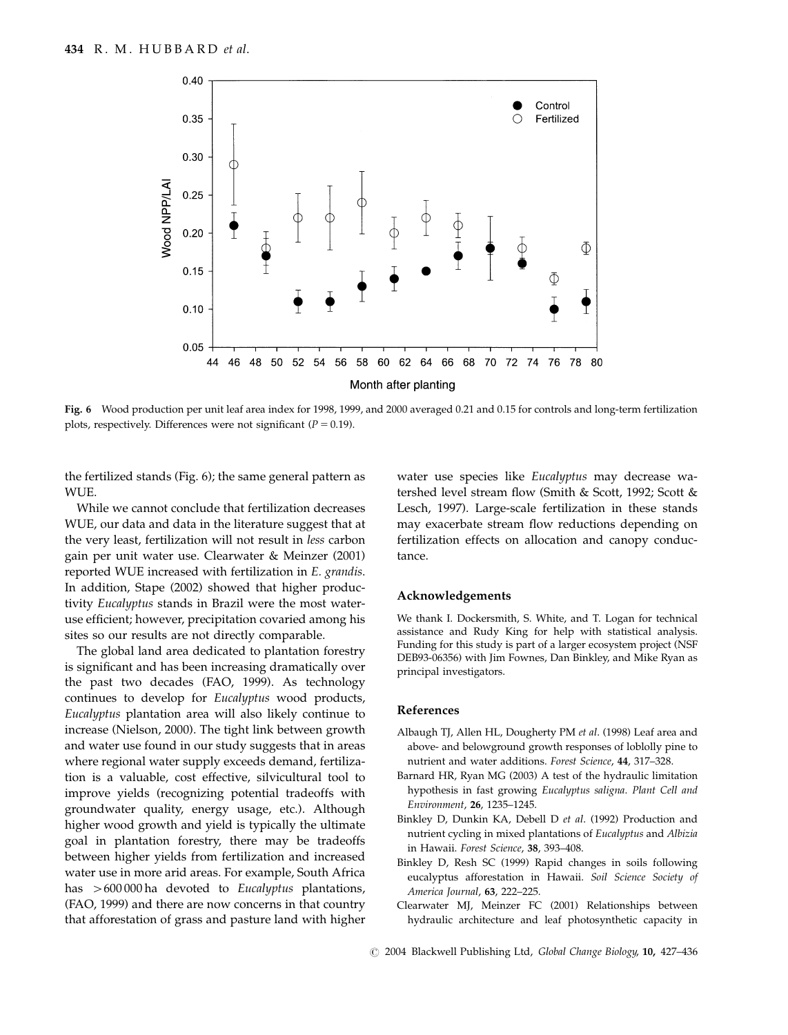**Fig. 6** Wood production per unit leaf area index for 1998, 1999, and 2000 averaged 0.21 and 0.15 for controls and long-term fertilization plots, respectively. Differences were not significant ($P = 0.19$).

the fertilized stands (Fig. 6); the same general pattern as WUE.

While we cannot conclude that fertilization decreases WUE, our data and data in the literature suggest that at the very least, fertilization will not result in *less* carbon gain per unit water use. Clearwater & Meinzer (2001) reported WUE increased with fertilization in *E. grandis*. In addition, Stape (2002) showed that higher productivity *Eucalyptus* stands in Brazil were the most water-use efficient; however, precipitation covaried among his sites so our results are not directly comparable.

The global land area dedicated to plantation forestry is significant and has been increasing dramatically over the past two decades (FAO, 1999). As technology continues to develop for *Eucalyptus* wood products, *Eucalyptus* plantation area will also likely continue to increase (Nielson, 2000). The tight link between growth and water use found in our study suggests that in areas where regional water supply exceeds demand, fertilization is a valuable, cost effective, silvicultural tool to improve yields (recognizing potential tradeoffs with groundwater quality, energy usage, etc.). Although higher wood growth and yield is typically the ultimate goal in plantation forestry, there may be tradeoffs between higher yields from fertilization and increased water use in more arid areas. For example, South Africa has >600 000 ha devoted to *Eucalyptus* plantations, (FAO, 1999) and there are now concerns in that country that afforestation of grass and pasture land with higher water use species like *Eucalyptus* may decrease watershed level stream flow (Smith & Scott, 1992; Scott & Lesch, 1997). Large-scale fertilization in these stands may exacerbate stream flow reductions depending on fertilization effects on allocation and canopy conductance.

## Acknowledgements

We thank I. Dockersmith, S. White, and T. Logan for technical assistance and Rudy King for help with statistical analysis. Funding for this study is part of a larger ecosystem project (NSF DEB93-06356) with Jim Fownes, Dan Binkley, and Mike Ryan as principal investigators.

## References

Albaugh TJ, Allen HL, Dougherty PM *et al.* (1998) Leaf area and above- and belowground growth responses of loblolly pine to nutrient and water additions. *Forest Science*, **44**, 317–328.

Barnard HR, Ryan MG (2003) A test of the hydraulic limitation hypothesis in fast growing *Eucalyptus saligna*. *Plant Cell and Environment*, **26**, 1235–1245.

Binkley D, Dunkin KA, Debell D *et al.* (1992) Production and nutrient cycling in mixed plantations of *Eucalyptus* and *Albizia* in Hawaii. *Forest Science*, **38**, 393–408.

Binkley D, Resh SC (1999) Rapid changes in soils following eucalyptus afforestation in Hawaii. *Soil Science Society of America Journal*, **63**, 222–225.

Clearwater MJ, Meinzer FC (2001) Relationships between hydraulic architecture and leaf photosynthetic capacity in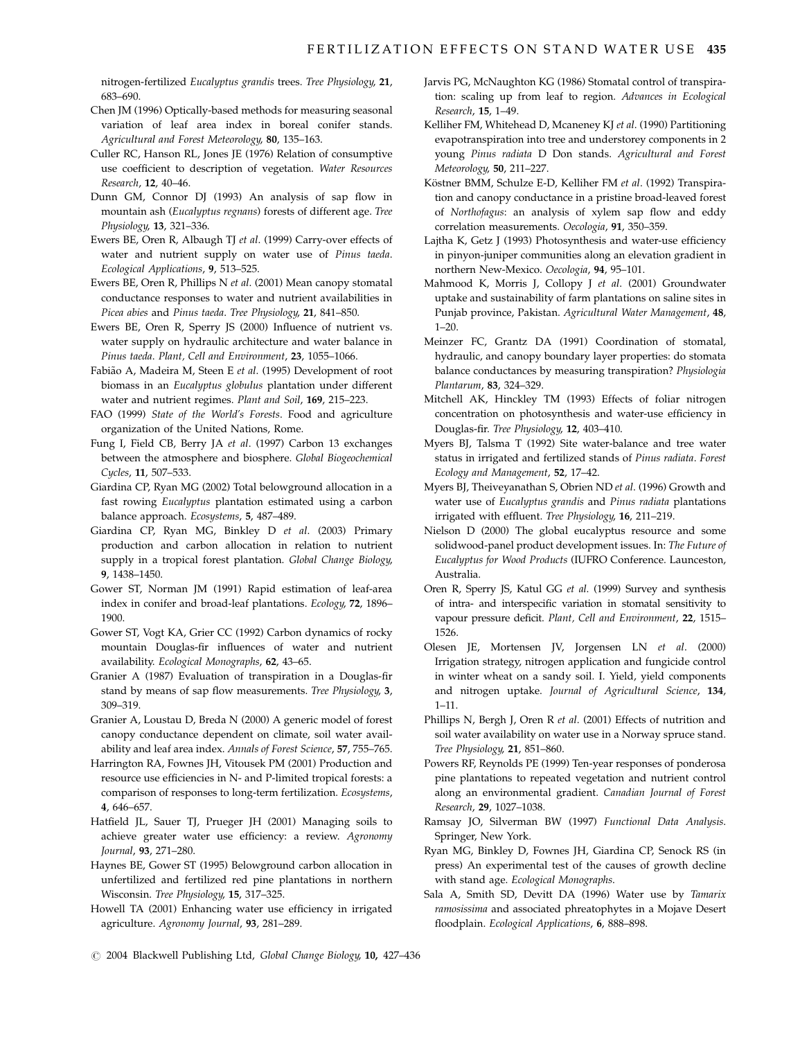nitrogen-fertilized *Eucalyptus grandis* trees. *Tree Physiology*, **21**, 683–690.

Chen JM (1996) Optically-based methods for measuring seasonal variation of leaf area index in boreal conifer stands. *Agricultural and Forest Meteorology*, **80**, 135–163.

Culler RC, Hanson RL, Jones JE (1976) Relation of consumptive use coefficient to description of vegetation. *Water Resources Research*, **12**, 40–46.

Dunn GM, Connor DJ (1993) An analysis of sap flow in mountain ash (*Eucalyptus regnans*) forests of different age. *Tree Physiology*, **13**, 321–336.

Ewers BE, Oren R, Albaugh TJ *et al*. (1999) Carry-over effects of water and nutrient supply on water use of *Pinus taeda*. *Ecological Applications*, **9**, 513–525.

Ewers BE, Oren R, Phillips N *et al*. (2001) Mean canopy stomatal conductance responses to water and nutrient availabilities in *Picea abies* and *Pinus taeda*. *Tree Physiology*, **21**, 841–850.

Ewers BE, Oren R, Sperry JS (2000) Influence of nutrient vs. water supply on hydraulic architecture and water balance in *Pinus taeda*. *Plant, Cell and Environment*, **23**, 1055–1066.

Fabião A, Madeira M, Steen E *et al*. (1995) Development of root biomass in an *Eucalyptus globulus* plantation under different water and nutrient regimes. *Plant and Soil*, **169**, 215–223.

FAO (1999) *State of the World's Forests*. Food and agriculture organization of the United Nations, Rome.

Fung I, Field CB, Berry JA *et al*. (1997) Carbon 13 exchanges between the atmosphere and biosphere. *Global Biogeochemical Cycles*, **11**, 507–533.

Giardina CP, Ryan MG (2002) Total belowground allocation in a fast rowing *Eucalyptus* plantation estimated using a carbon balance approach. *Ecosystems*, **5**, 487–489.

Giardina CP, Ryan MG, Binkley D *et al*. (2003) Primary production and carbon allocation in relation to nutrient supply in a tropical forest plantation. *Global Change Biology*, **9**, 1438–1450.

Gower ST, Norman JM (1991) Rapid estimation of leaf-area index in conifer and broad-leaf plantations. *Ecology*, **72**, 1896–1900.

Gower ST, Vogt KA, Grier CC (1992) Carbon dynamics of rocky mountain Douglas-fir influences of water and nutrient availability. *Ecological Monographs*, **62**, 43–65.

Granier A (1987) Evaluation of transpiration in a Douglas-fir stand by means of sap flow measurements. *Tree Physiology*, **3**, 309–319.

Granier A, Loustau D, Breda N (2000) A generic model of forest canopy conductance dependent on climate, soil water availability and leaf area index. *Annals of Forest Science*, **57**, 755–765.

Harrington RA, Fownes JH, Vitousek PM (2001) Production and resource use efficiencies in N- and P-limited tropical forests: a comparison of responses to long-term fertilization. *Ecosystems*, **4**, 646–657.

Hatfield JL, Sauer TJ, Prueger JH (2001) Managing soils to achieve greater water use efficiency: a review. *Agronomy Journal*, **93**, 271–280.

Haynes BE, Gower ST (1995) Belowground carbon allocation in unfertilized and fertilized red pine plantations in northern Wisconsin. *Tree Physiology*, **15**, 317–325.

Howell TA (2001) Enhancing water use efficiency in irrigated agriculture. *Agronomy Journal*, **93**, 281–289.

Jarvis PG, McNaughton KG (1986) Stomatal control of transpiration: scaling up from leaf to region. *Advances in Ecological Research*, **15**, 1–49.

Kelliher FM, Whitehead D, Mcaneney KJ *et al*. (1990) Partitioning evapotranspiration into tree and understorey components in 2 young *Pinus radiata* D Don stands. *Agricultural and Forest Meteorology*, **50**, 211–227.

Köstner BMM, Schulze E-D, Kelliher FM *et al*. (1992) Transpiration and canopy conductance in a pristine broad-leaved forest of *Northofagus*: an analysis of xylem sap flow and eddy correlation measurements. *Oecologia*, **91**, 350–359.

Lajtha K, Getz J (1993) Photosynthesis and water-use efficiency in pinyon-juniper communities along an elevation gradient in northern New-Mexico. *Oecologia*, **94**, 95–101.

Mahmood K, Morris J, Collopy J *et al*. (2001) Groundwater uptake and sustainability of farm plantations on saline sites in Punjab province, Pakistan. *Agricultural Water Management*, **48**, 1–20.

Meinzer FC, Grantz DA (1991) Coordination of stomatal, hydraulic, and canopy boundary layer properties: do stomata balance conductances by measuring transpiration? *Physiologia Plantarum*, **83**, 324–329.

Mitchell AK, Hinckley TM (1993) Effects of foliar nitrogen concentration on photosynthesis and water-use efficiency in Douglas-fir. *Tree Physiology*, **12**, 403–410.

Myers BJ, Talsma T (1992) Site water-balance and tree water status in irrigated and fertilized stands of *Pinus radiata*. *Forest Ecology and Management*, **52**, 17–42.

Myers BJ, Theiveyanathan S, Obrien ND *et al*. (1996) Growth and water use of *Eucalyptus grandis* and *Pinus radiata* plantations irrigated with effluent. *Tree Physiology*, **16**, 211–219.

Nielson D (2000) The global eucalyptus resource and some solidwood-panel product development issues. In: *The Future of Eucalyptus for Wood Products* (IUFRO Conference. Launceston, Australia.

Oren R, Sperry JS, Katul GG *et al*. (1999) Survey and synthesis of intra- and interspecific variation in stomatal sensitivity to vapour pressure deficit. *Plant, Cell and Environment*, **22**, 1515–1526.

Olesen JE, Mortensen JV, Jorgensen LN *et al*. (2000) Irrigation strategy, nitrogen application and fungicide control in winter wheat on a sandy soil. I. Yield, yield components and nitrogen uptake. *Journal of Agricultural Science*, **134**, 1–11.

Phillips N, Bergh J, Oren R *et al*. (2001) Effects of nutrition and soil water availability on water use in a Norway spruce stand. *Tree Physiology*, **21**, 851–860.

Powers RF, Reynolds PE (1999) Ten-year responses of ponderosa pine plantations to repeated vegetation and nutrient control along an environmental gradient. *Canadian Journal of Forest Research*, **29**, 1027–1038.

Ramsay JO, Silverman BW (1997) *Functional Data Analysis*. Springer, New York.

Ryan MG, Binkley D, Fownes JH, Giardina CP, Senock RS (in press) An experimental test of the causes of growth decline with stand age. *Ecological Monographs*.

Sala A, Smith SD, Devitt DA (1996) Water use by *Tamarix ramosissima* and associated phreatophytes in a Mojave Desert floodplain. *Ecological Applications*, **6**, 888–898.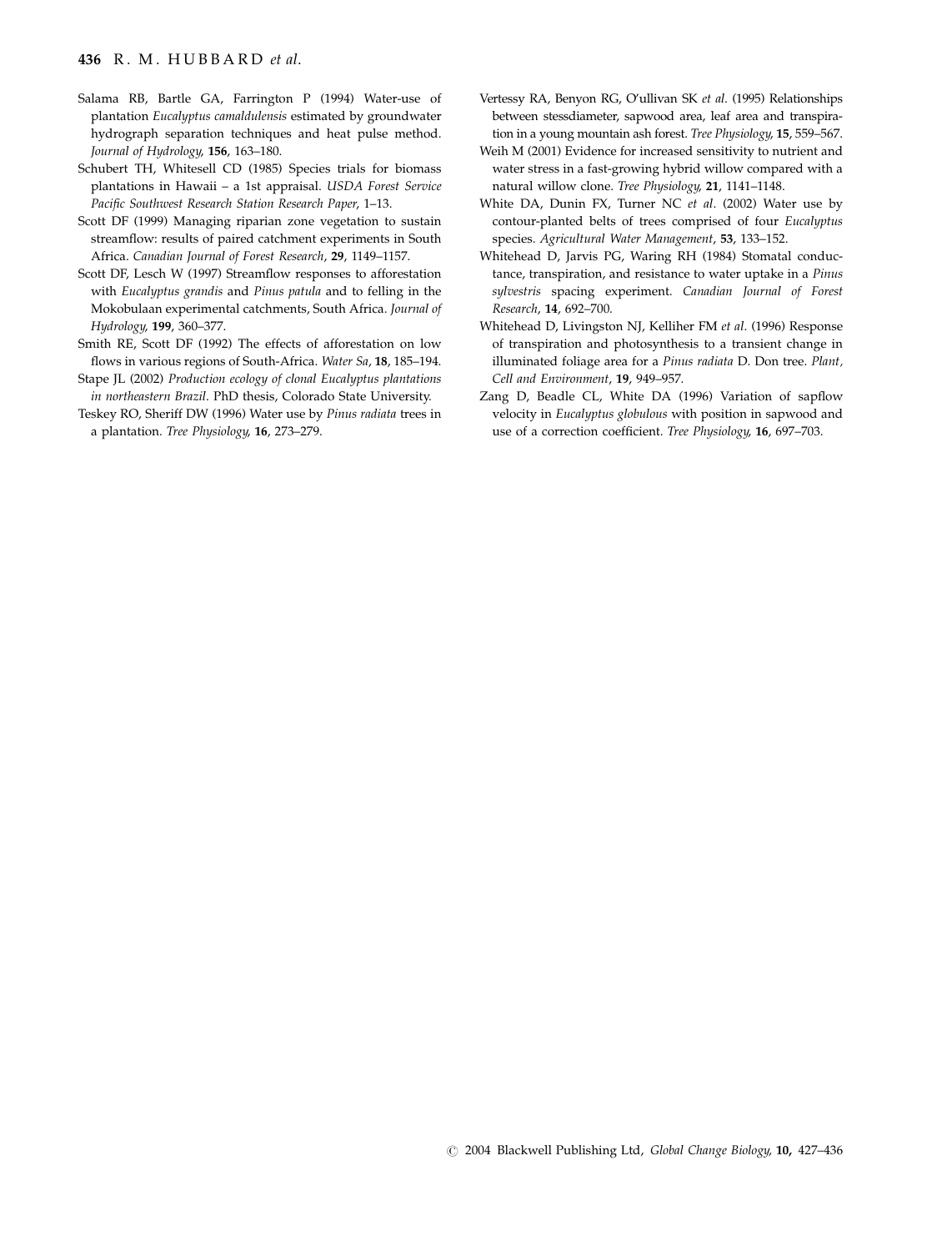Salama RB, Bartle GA, Farrington P (1994) Water-use of plantation *Eucalyptus camaldulensis* estimated by groundwater hydrograph separation techniques and heat pulse method. *Journal of Hydrology*, **156**, 163–180.

Schubert TH, Whitesell CD (1985) Species trials for biomass plantations in Hawaii – a 1st appraisal. *USDA Forest Service Pacific Southwest Research Station Research Paper*, 1–13.

Scott DF (1999) Managing riparian zone vegetation to sustain streamflow: results of paired catchment experiments in South Africa. *Canadian Journal of Forest Research*, **29**, 1149–1157.

Scott DF, Lesch W (1997) Streamflow responses to afforestation with *Eucalyptus grandis* and *Pinus patula* and to felling in the Mokobulaan experimental catchments, South Africa. *Journal of Hydrology*, **199**, 360–377.

Smith RE, Scott DF (1992) The effects of afforestation on low flows in various regions of South-Africa. *Water Sa*, **18**, 185–194.

Stape JL (2002) *Production ecology of clonal Eucalyptus plantations in northeastern Brazil*. PhD thesis, Colorado State University.

Teskey RO, Sheriff DW (1996) Water use by *Pinus radiata* trees in a plantation. *Tree Physiology*, **16**, 273–279.

Vertessy RA, Benyon RG, O'ullivan SK *et al*. (1995) Relationships between stessdiameter, sapwood area, leaf area and transpiration in a young mountain ash forest. *Tree Physiology*, **15**, 559–567.

Weih M (2001) Evidence for increased sensitivity to nutrient and water stress in a fast-growing hybrid willow compared with a natural willow clone. *Tree Physiology*, **21**, 1141–1148.

White DA, Dunin FX, Turner NC *et al*. (2002) Water use by contour-planted belts of trees comprised of four *Eucalyptus* species. *Agricultural Water Management*, **53**, 133–152.

Whitehead D, Jarvis PG, Waring RH (1984) Stomatal conductance, transpiration, and resistance to water uptake in a *Pinus sylvestris* spacing experiment. *Canadian Journal of Forest Research*, **14**, 692–700.

Whitehead D, Livingston NJ, Kelliher FM *et al*. (1996) Response of transpiration and photosynthesis to a transient change in illuminated foliage area for a *Pinus radiata* D. Don tree. *Plant, Cell and Environment*, **19**, 949–957.

Zang D, Beadle CL, White DA (1996) Variation of sapflow velocity in *Eucalyptus globulous* with position in sapwood and use of a correction coefficient. *Tree Physiology*, **16**, 697–703.